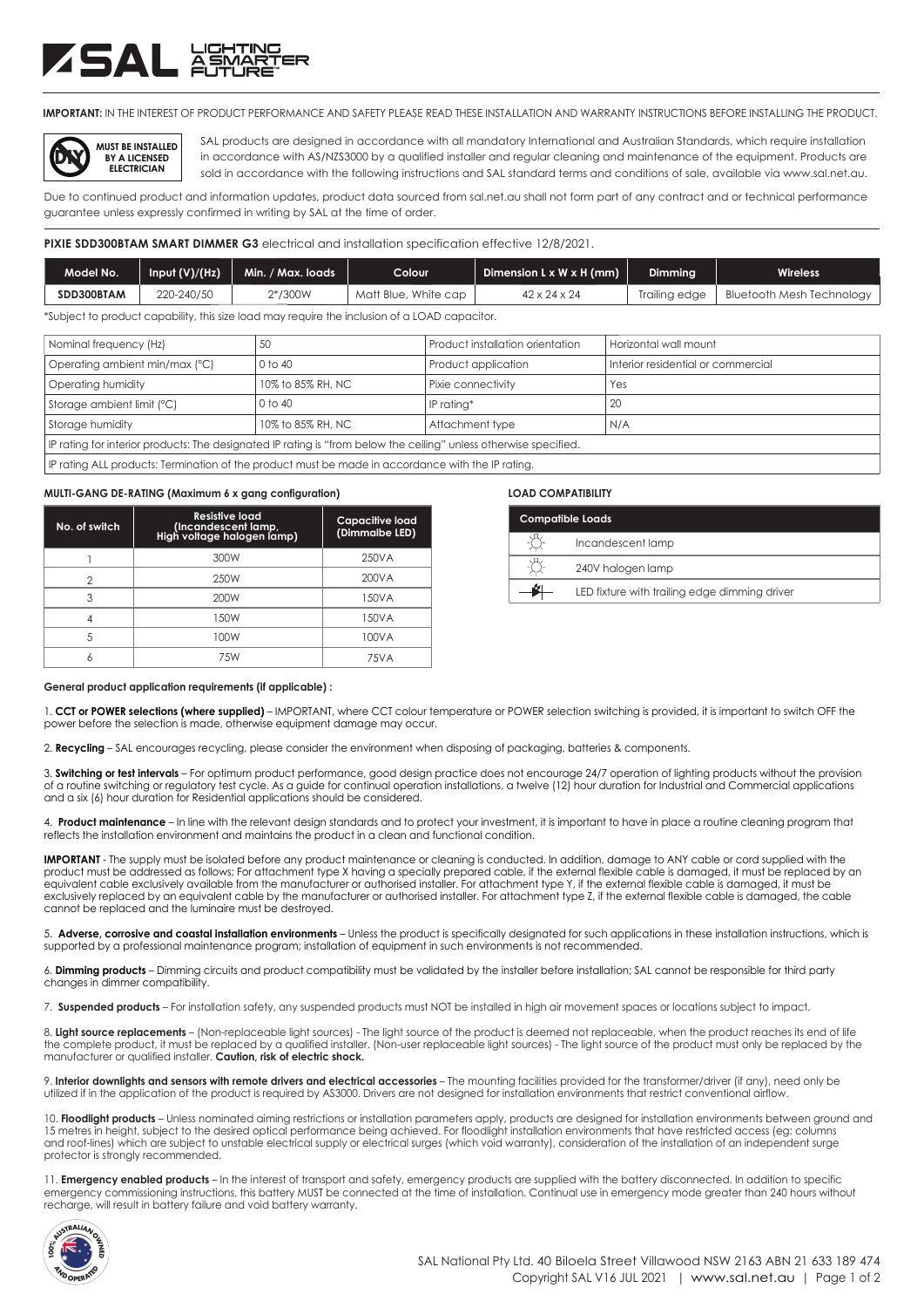**IMPORTANT:** IN THE INTEREST OF PRODUCT PERFORMANCE AND SAFETY PLEASE READ THESE INSTALLATION AND WARRANTY INSTRUCTIONS BEFORE INSTALLING THE PRODUCT.

**MUST BE INSTALLED BY A LICENSED ELECTRICIAN**

SAL products are designed in accordance with all mandatory International and Australian Standards, which require installation in accordance with AS/NZS3000 by a qualified installer and regular cleaning and maintenance of the equipment. Products are sold in accordance with the following instructions and SAL standard terms and conditions of sale, available via www.sal.net.au.

Due to continued product and information updates, product data sourced from sal.net.au shall not form part of any contract and or technical performance guarantee unless expressly confirmed in writing by SAL at the time of order.

**PIXIE SDD300BTAM SMART DIMMER G3** electrical and installation specification effective 12/8/2021.

| Model No. | Input (V)/(Hz) | Min. / Max. loads | Colour | Dimension L x W x H (mm) | Dimming | Wireless |
|---|---|---|---|---|---|---|
| SDD300BTAM | 220-240/50 | 2*/300W | Matt Blue, White cap | 42 x 24 x 24 | Trailing edge | Bluetooth Mesh Technology |

*Subject to product capability, this size load may require the inclusion of a LOAD capacitor.

| Nominal frequency (Hz) | 50 | Product installation orientation | Horizontal wall mount |
|---|---|---|---|
| Operating ambient min/max (°C) | 0 to 40 | Product application | Interior residential or commercial |
| Operating humidity | 10% to 85% RH, NC | Pixie connectivity | Yes |
| Storage ambient limit (°C) | 0 to 40 | IP rating* | 20 |
| Storage humidity | 10% to 85% RH, NC | Attachment type | N/A |
| IP rating for interior products: The designated IP rating is "from below the ceiling" unless otherwise specified. | | | |
| IP rating ALL products: Termination of the product must be made in accordance with the IP rating. | | | |

**MULTI-GANG DE-RATING (Maximum 6 x gang configuration)**

| No. of switch | Resistive load (Incandescent lamp, High voltage halogen lamp) | Capacitive load (Dimmalbe LED) |
|---|---|---|
| 1 | 300W | 250VA |
| 2 | 250W | 200VA |
| 3 | 200W | 150VA |
| 4 | 150W | 150VA |
| 5 | 100W | 100VA |
| 6 | 75W | 75VA |

**LOAD COMPATIBILITY**

| Compatible Loads |
|---|
| Incandescent lamp |
| 240V halogen lamp |
| LED fixture with trailing edge dimming driver |

**General product application requirements (if applicable) :**

1. **CCT or POWER selections (where supplied)** – IMPORTANT, where CCT colour temperature or POWER selection switching is provided, it is important to switch OFF the power before the selection is made, otherwise equipment damage may occur.

2. **Recycling** – SAL encourages recycling, please consider the environment when disposing of packaging, batteries & components.

3. **Switching or test intervals** – For optimum product performance, good design practice does not encourage 24/7 operation of lighting products without the provision of a routine switching or regulatory test cycle. As a guide for continual operation installations, a twelve (12) hour duration for Industrial and Commercial applications and a six (6) hour duration for Residential applications should be considered.

4. **Product maintenance** – In line with the relevant design standards and to protect your investment, it is important to have in place a routine cleaning program that reflects the installation environment and maintains the product in a clean and functional condition.

**IMPORTANT** - The supply must be isolated before any product maintenance or cleaning is conducted. In addition, damage to ANY cable or cord supplied with the product must be addressed as follows; For attachment type X having a specially prepared cable, if the external flexible cable is damaged, it must be replaced by an equivalent cable exclusively available from the manufacturer or authorised installer. For attachment type Y, if the external flexible cable is damaged, it must be exclusively replaced by an equivalent cable by the manufacturer or authorised installer. For attachment type Z, if the external flexible cable is damaged, the cable cannot be replaced and the luminaire must be destroyed.

5. **Adverse, corrosive and coastal installation environments** – Unless the product is specifically designated for such applications in these installation instructions, which is supported by a professional maintenance program; installation of equipment in such environments is not recommended.

6. **Dimming products** – Dimming circuits and product compatibility must be validated by the installer before installation; SAL cannot be responsible for third party changes in dimmer compatibility.

7. **Suspended products** – For installation safety, any suspended products must NOT be installed in high air movement spaces or locations subject to impact.

8. **Light source replacements** – (Non-replaceable light sources) - The light source of the product is deemed not replaceable, when the product reaches its end of life the complete product, it must be replaced by a qualified installer. (Non-user replaceable light sources) - The light source of the product must only be replaced by the manufacturer or qualified installer. **Caution, risk of electric shock.**

9. **Interior downlights and sensors with remote drivers and electrical accessories** – The mounting facilities provided for the transformer/driver (if any), need only be utilized if in the application of the product is required by AS3000. Drivers are not designed for installation environments that restrict conventional airflow.

10. **Floodlight products** – Unless nominated aiming restrictions or installation parameters apply, products are designed for installation environments between ground and 15 metres in height, subject to the desired optical performance being achieved. For floodlight installation environments that have restricted access (eg: columns and roof-lines) which are subject to unstable electrical supply or electrical surges (which void warranty), consideration of the installation of an independent surge protector is strongly recommended.

11. **Emergency enabled products** – In the interest of transport and safety, emergency products are supplied with the battery disconnected. In addition to specific emergency commissioning instructions, this battery MUST be connected at the time of installation. Continual use in emergency mode greater than 240 hours without recharge, will result in battery failure and void battery warranty.

SAL National Pty Ltd. 40 Biloela Street Villawood NSW 2163 ABN 21 633 189 474
Copyright SAL V16 JUL 2021 | www.sal.net.au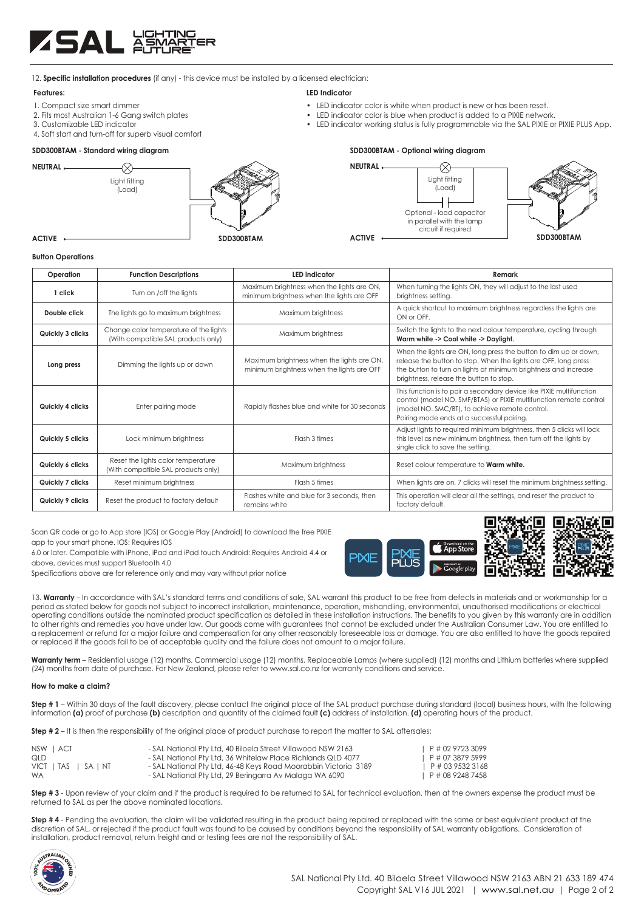12. **Specific installation procedures** (if any) - this device must be installed by a licensed electrician:

**Features:**

1. Compact size smart dimmer
2. Fits most Australian 1-6 Gang switch plates
3. Customizable LED indicator
4. Soft start and turn-off for superb visual comfort

**LED Indicator**

- LED indicator color is white when product is new or has been reset.
- LED indicator color is blue when product is added to a PIXIE network.
- LED indicator working status is fully programmable via the SAL PIXIE or PIXIE PLUS App.

**SDD300BTAM - Standard wiring diagram**

NEUTRAL

Light fitting (Load)

ACTIVE

SDD300BTAM

**SDD300BTAM - Optional wiring diagram**

NEUTRAL

Light fitting (Load)

Optional - load capacitor in parallel with the lamp circuit if required

ACTIVE

SDD300BTAM

**Button Operations**

| Operation | Function Descriptions | LED indicator | Remark |
|---|---|---|---|
| **1 click** | Turn on /off the lights | Maximum brightness when the lights are ON, minimum brightness when the lights are OFF | When turning the lights ON, they will adjust to the last used brightness setting. |
| **Double click** | The lights go to maximum brightness | Maximum brightness | A quick shortcut to maximum brightness regardless the lights are ON or OFF. |
| **Quickly 3 clicks** | Change color temperature of the lights (With compatible SAL products only) | Maximum brightness | Switch the lights to the next colour temperature, cycling through **Warm white -> Cool white -> Daylight.** |
| **Long press** | Dimming the lights up or down | Maximum brightness when the lights are ON, minimum brightness when the lights are OFF | When the lights are ON, long press the button to dim up or down, release the button to stop. When the lights are OFF, long press the button to turn on lights at minimum brightness and increase brightness, release the button to stop. |
| **Quickly 4 clicks** | Enter pairing mode | Rapidly flashes blue and white for 30 seconds | This function is to pair a secondary device like PIXIE multifunction control (model NO. SMF/BTAS) or PIXIE multifunction remote control (model NO. SMC/BT), to achieve remote control. Pairing mode ends at a successful pairing. |
| **Quickly 5 clicks** | Lock minimum brightness | Flash 3 times | Adjust lights to required minimum brightness, then 5 clicks will lock this level as new minimum brightness, then turn off the lights by single click to save the setting. |
| **Quickly 6 clicks** | Reset the lights color temperature (With compatible SAL products only) | Maximum brightness | Reset colour temperature to **Warm white.** |
| **Quickly 7 clicks** | Reset minimum brightness | Flash 5 times | When lights are on, 7 clicks will reset the minimum brightness setting. |
| **Quickly 9 clicks** | Reset the product to factory default | Flashes white and blue for 3 seconds, then remains white | This operation will clear all the settings, and reset the product to factory default. |

Scan QR code or go to App store (IOS) or Google Play (Android) to download the free PIXIE app to your smart phone. IOS: Requires IOS 6.0 or later. Compatible with iPhone, iPad and iPad touch Android: Requires Android 4.4 or above, devices must support Bluetooth 4.0

Specifications above are for reference only and may vary without prior notice

13. **Warranty** – Within 30 days of the fault discovery, please contact the original place of the SAL product purchase during standard (local) business hours, with the following information... 

Correction — full warranty text:

13. **Warranty** – In accordance with SAL's standard terms and conditions of sale, SAL warrant this product to be free from defects in materials and or workmanship for a period as stated below for goods not subject to incorrect installation, maintenance, operation, mishandling, environmental, unauthorised modifications or electrical operating conditions outside the nominated product specification as detailed in these installation instructions. The benefits to you given by this warranty are in addition to other rights and remedies you have under law. Our goods come with guarantees that cannot be excluded under the Australian Consumer Law. You are entitled to a replacement or refund for a major failure and compensation for any other reasonably foreseeable loss or damage. You are also entitled to have the goods repaired or replaced if the goods fail to be of acceptable quality and the failure does not amount to a major failure.

**Warranty term** – Residential usage (12) months, Commercial usage (12) months, Replaceable Lamps (where supplied) (12) months and Lithium batteries where supplied (24) months from date of purchase. For New Zealand, please refer to www.sal.co.nz for warranty conditions and service.

**How to make a claim?**

**Step # 1** – Within 30 days of the fault discovery, please contact the original place of the SAL product purchase during standard (local) business hours, with the following information **(a)** proof of purchase **(b)** description and quantity of the claimed fault **(c)** address of installation. **(d)** operating hours of the product.

**Step # 2** – It is then the responsibility of the original place of product purchase to report the matter to SAL aftersales;

| | | |
|---|---|---|
| NSW \| ACT | - SAL National Pty Ltd, 40 Biloela Street Villawood NSW 2163 | P # 02 9723 3099 |
| QLD | - SAL National Pty Ltd, 36 Whitelaw Place Richlands QLD 4077 | P # 07 3879 5999 |
| VICT \| TAS \| SA \| NT | - SAL National Pty Ltd, 46-48 Keys Road Moorabbin Victoria 3189 | P # 03 9532 3168 |
| WA | - SAL National Pty Ltd, 29 Beringarra Av Malaga WA 6090 | P # 08 9248 7458 |

**Step # 3** - Upon review of your claim and if the product is required to be returned to SAL for technical evaluation, then at the owners expense the product must be returned to SAL as per the above nominated locations.

**Step # 4** - Pending the evaluation, the claim will be validated resulting in the product being repaired or replaced with the same or best equivalent product at the discretion of SAL, or rejected if the product fault was found to be caused by conditions beyond the responsibility of SAL warranty obligations. Consideration of installation, product removal, return freight and or testing fees are not the responsibility of SAL.

SAL National Pty Ltd. 40 Biloela Street Villawood NSW 2163 ABN 21 633 189 474

Copyright SAL V16 JUL 2021 | www.sal.net.au